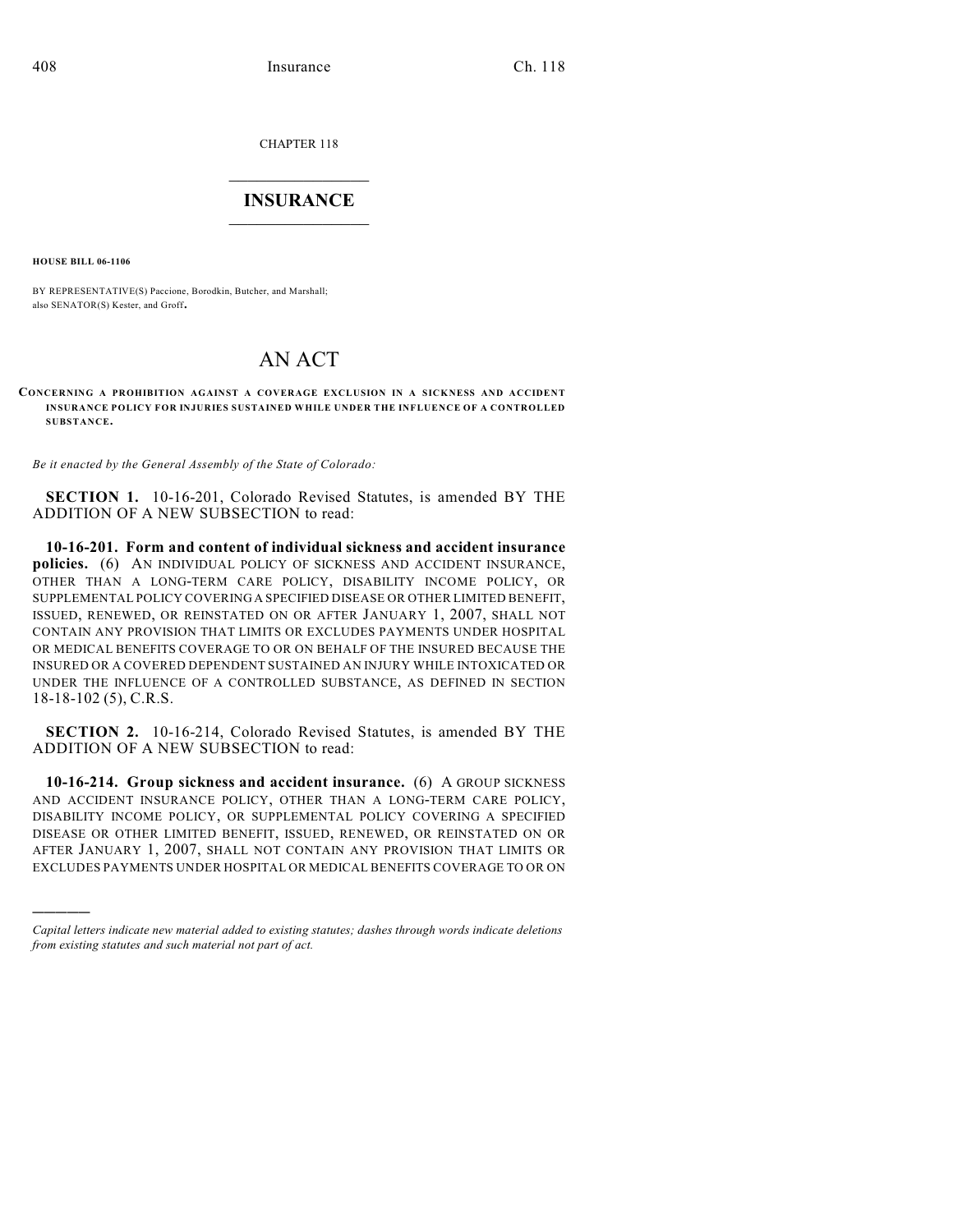CHAPTER 118

# INSURANCE

**HOUSE BILL 06-1106**

BY REPRESENTATIVE(S) Paccione, Borodkin, Butcher, and Marshall;
also SENATOR(S) Kester, and Groff.

# AN ACT

**CONCERNING A PROHIBITION AGAINST A COVERAGE EXCLUSION IN A SICKNESS AND ACCIDENT INSURANCE POLICY FOR INJURIES SUSTAINED WHILE UNDER THE INFLUENCE OF A CONTROLLED SUBSTANCE.**

*Be it enacted by the General Assembly of the State of Colorado:*

**SECTION 1.** 10-16-201, Colorado Revised Statutes, is amended BY THE ADDITION OF A NEW SUBSECTION to read:

**10-16-201. Form and content of individual sickness and accident insurance policies.** (6) AN INDIVIDUAL POLICY OF SICKNESS AND ACCIDENT INSURANCE, OTHER THAN A LONG-TERM CARE POLICY, DISABILITY INCOME POLICY, OR SUPPLEMENTAL POLICY COVERING A SPECIFIED DISEASE OR OTHER LIMITED BENEFIT, ISSUED, RENEWED, OR REINSTATED ON OR AFTER JANUARY 1, 2007, SHALL NOT CONTAIN ANY PROVISION THAT LIMITS OR EXCLUDES PAYMENTS UNDER HOSPITAL OR MEDICAL BENEFITS COVERAGE TO OR ON BEHALF OF THE INSURED BECAUSE THE INSURED OR A COVERED DEPENDENT SUSTAINED AN INJURY WHILE INTOXICATED OR UNDER THE INFLUENCE OF A CONTROLLED SUBSTANCE, AS DEFINED IN SECTION 18-18-102 (5), C.R.S.

**SECTION 2.** 10-16-214, Colorado Revised Statutes, is amended BY THE ADDITION OF A NEW SUBSECTION to read:

**10-16-214. Group sickness and accident insurance.** (6) A GROUP SICKNESS AND ACCIDENT INSURANCE POLICY, OTHER THAN A LONG-TERM CARE POLICY, DISABILITY INCOME POLICY, OR SUPPLEMENTAL POLICY COVERING A SPECIFIED DISEASE OR OTHER LIMITED BENEFIT, ISSUED, RENEWED, OR REINSTATED ON OR AFTER JANUARY 1, 2007, SHALL NOT CONTAIN ANY PROVISION THAT LIMITS OR EXCLUDES PAYMENTS UNDER HOSPITAL OR MEDICAL BENEFITS COVERAGE TO OR ON

---

*Capital letters indicate new material added to existing statutes; dashes through words indicate deletions from existing statutes and such material not part of act.*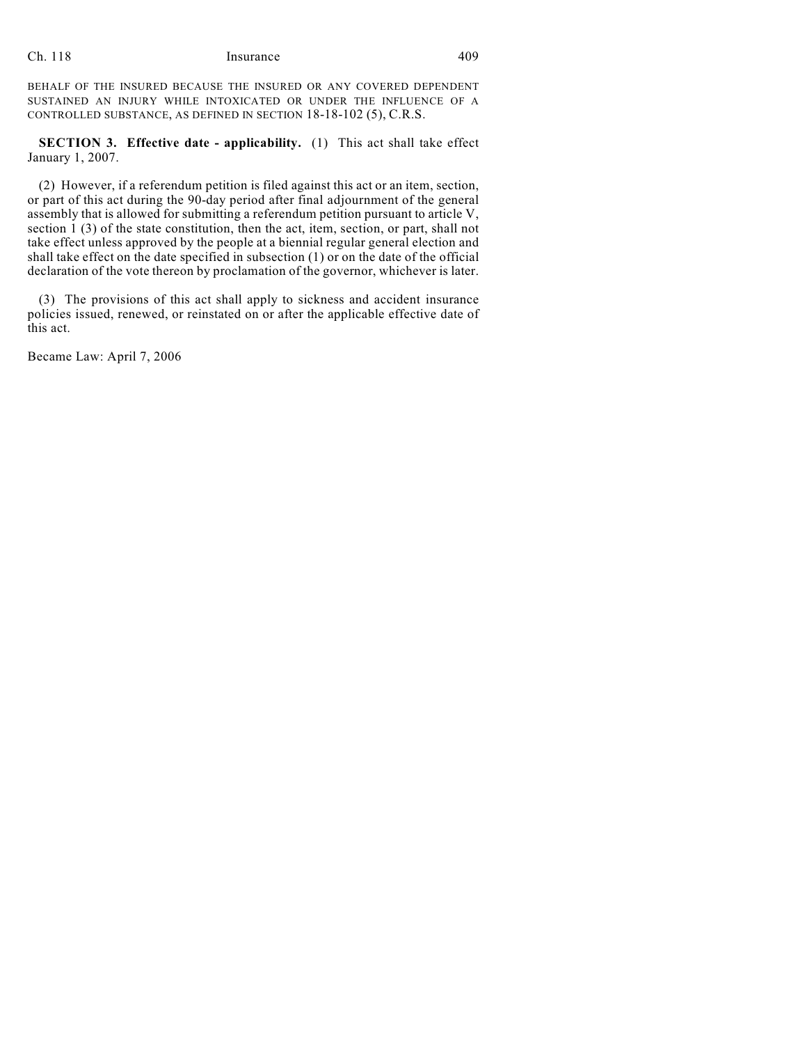BEHALF OF THE INSURED BECAUSE THE INSURED OR ANY COVERED DEPENDENT SUSTAINED AN INJURY WHILE INTOXICATED OR UNDER THE INFLUENCE OF A CONTROLLED SUBSTANCE, AS DEFINED IN SECTION 18-18-102 (5), C.R.S.

**SECTION 3. Effective date - applicability.** (1) This act shall take effect January 1, 2007.

(2) However, if a referendum petition is filed against this act or an item, section, or part of this act during the 90-day period after final adjournment of the general assembly that is allowed for submitting a referendum petition pursuant to article V, section 1 (3) of the state constitution, then the act, item, section, or part, shall not take effect unless approved by the people at a biennial regular general election and shall take effect on the date specified in subsection (1) or on the date of the official declaration of the vote thereon by proclamation of the governor, whichever is later.

(3) The provisions of this act shall apply to sickness and accident insurance policies issued, renewed, or reinstated on or after the applicable effective date of this act.

Became Law: April 7, 2006